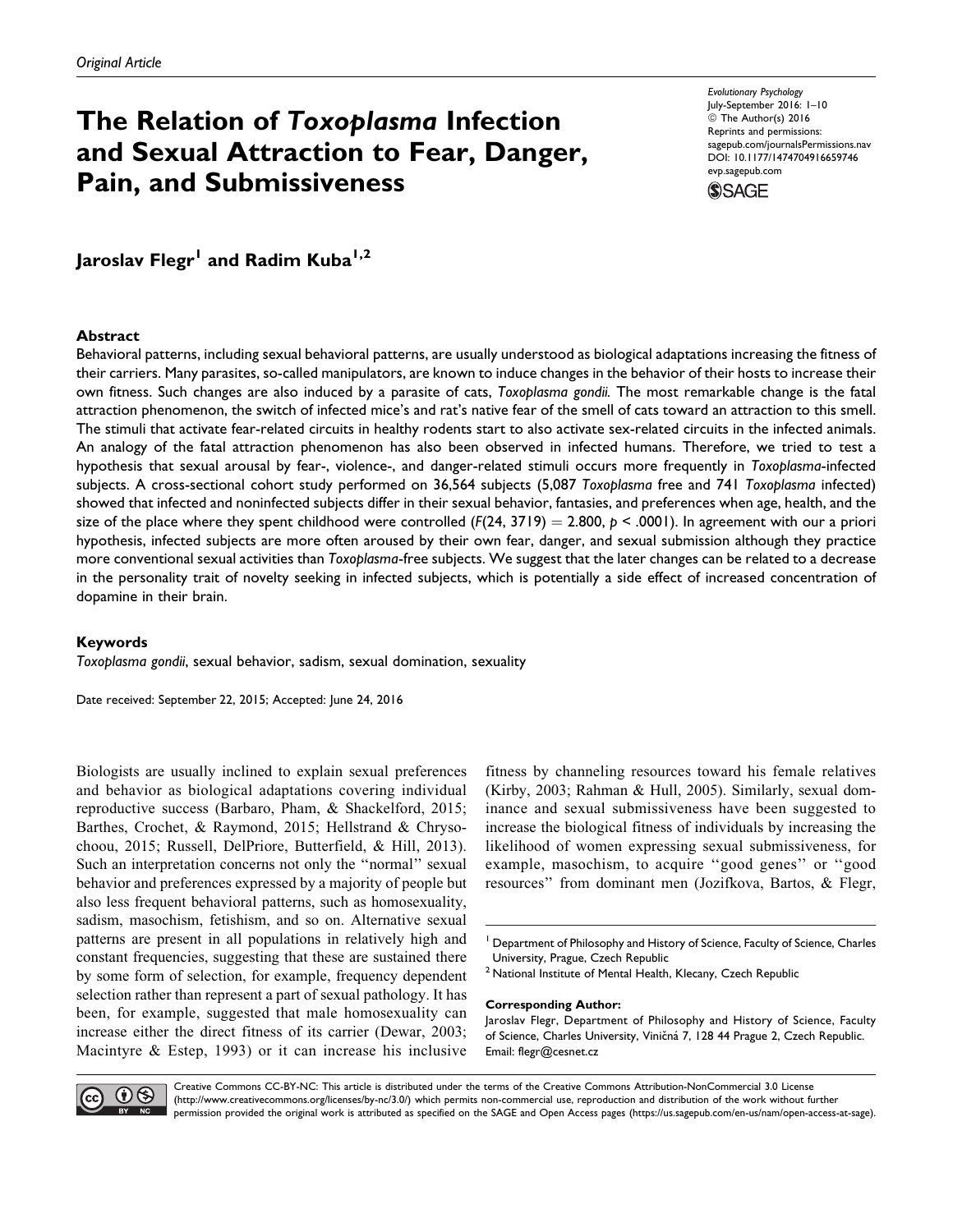Original Article

# The Relation of *Toxoplasma* Infection and Sexual Attraction to Fear, Danger, Pain, and Submissiveness

Evolutionary Psychology
July-September 2016: 1–10
© The Author(s) 2016
Reprints and permissions:
sagepub.com/journalsPermissions.nav
DOI: 10.1177/1474704916659746
evp.sagepub.com

**Jaroslav Flegr[1] and Radim Kuba[1,2]**

## Abstract

Behavioral patterns, including sexual behavioral patterns, are usually understood as biological adaptations increasing the fitness of their carriers. Many parasites, so-called manipulators, are known to induce changes in the behavior of their hosts to increase their own fitness. Such changes are also induced by a parasite of cats, *Toxoplasma gondii.* The most remarkable change is the fatal attraction phenomenon, the switch of infected mice's and rat's native fear of the smell of cats toward an attraction to this smell. The stimuli that activate fear-related circuits in healthy rodents start to also activate sex-related circuits in the infected animals. An analogy of the fatal attraction phenomenon has also been observed in infected humans. Therefore, we tried to test a hypothesis that sexual arousal by fear-, violence-, and danger-related stimuli occurs more frequently in *Toxoplasma*-infected subjects. A cross-sectional cohort study performed on 36,564 subjects (5,087 *Toxoplasma* free and 741 *Toxoplasma* infected) showed that infected and noninfected subjects differ in their sexual behavior, fantasies, and preferences when age, health, and the size of the place where they spent childhood were controlled ($F(24, 3719) = 2.800$, $p < .0001$). In agreement with our a priori hypothesis, infected subjects are more often aroused by their own fear, danger, and sexual submission although they practice more conventional sexual activities than *Toxoplasma*-free subjects. We suggest that the later changes can be related to a decrease in the personality trait of novelty seeking in infected subjects, which is potentially a side effect of increased concentration of dopamine in their brain.

## Keywords

*Toxoplasma gondii*, sexual behavior, sadism, sexual domination, sexuality

Date received: September 22, 2015; Accepted: June 24, 2016

Biologists are usually inclined to explain sexual preferences and behavior as biological adaptations covering individual reproductive success (Barbaro, Pham, & Shackelford, 2015; Barthes, Crochet, & Raymond, 2015; Hellstrand & Chrysochoou, 2015; Russell, DelPriore, Butterfield, & Hill, 2013). Such an interpretation concerns not only the "normal" sexual behavior and preferences expressed by a majority of people but also less frequent behavioral patterns, such as homosexuality, sadism, masochism, fetishism, and so on. Alternative sexual patterns are present in all populations in relatively high and constant frequencies, suggesting that these are sustained there by some form of selection, for example, frequency dependent selection rather than represent a part of sexual pathology. It has been, for example, suggested that male homosexuality can increase either the direct fitness of its carrier (Dewar, 2003; Macintyre & Estep, 1993) or it can increase his inclusive fitness by channeling resources toward his female relatives (Kirby, 2003; Rahman & Hull, 2005). Similarly, sexual dominance and sexual submissiveness have been suggested to increase the biological fitness of individuals by increasing the likelihood of women expressing sexual submissiveness, for example, masochism, to acquire "good genes" or "good resources" from dominant men (Jozifkova, Bartos, & Flegr,

[1] Department of Philosophy and History of Science, Faculty of Science, Charles University, Prague, Czech Republic
[2] National Institute of Mental Health, Klecany, Czech Republic

**Corresponding Author:**
Jaroslav Flegr, Department of Philosophy and History of Science, Faculty of Science, Charles University, Viničná 7, 128 44 Prague 2, Czech Republic.
Email: flegr@cesnet.cz

Creative Commons CC-BY-NC: This article is distributed under the terms of the Creative Commons Attribution-NonCommercial 3.0 License (http://www.creativecommons.org/licenses/by-nc/3.0/) which permits non-commercial use, reproduction and distribution of the work without further permission provided the original work is attributed as specified on the SAGE and Open Access pages (https://us.sagepub.com/en-us/nam/open-access-at-sage).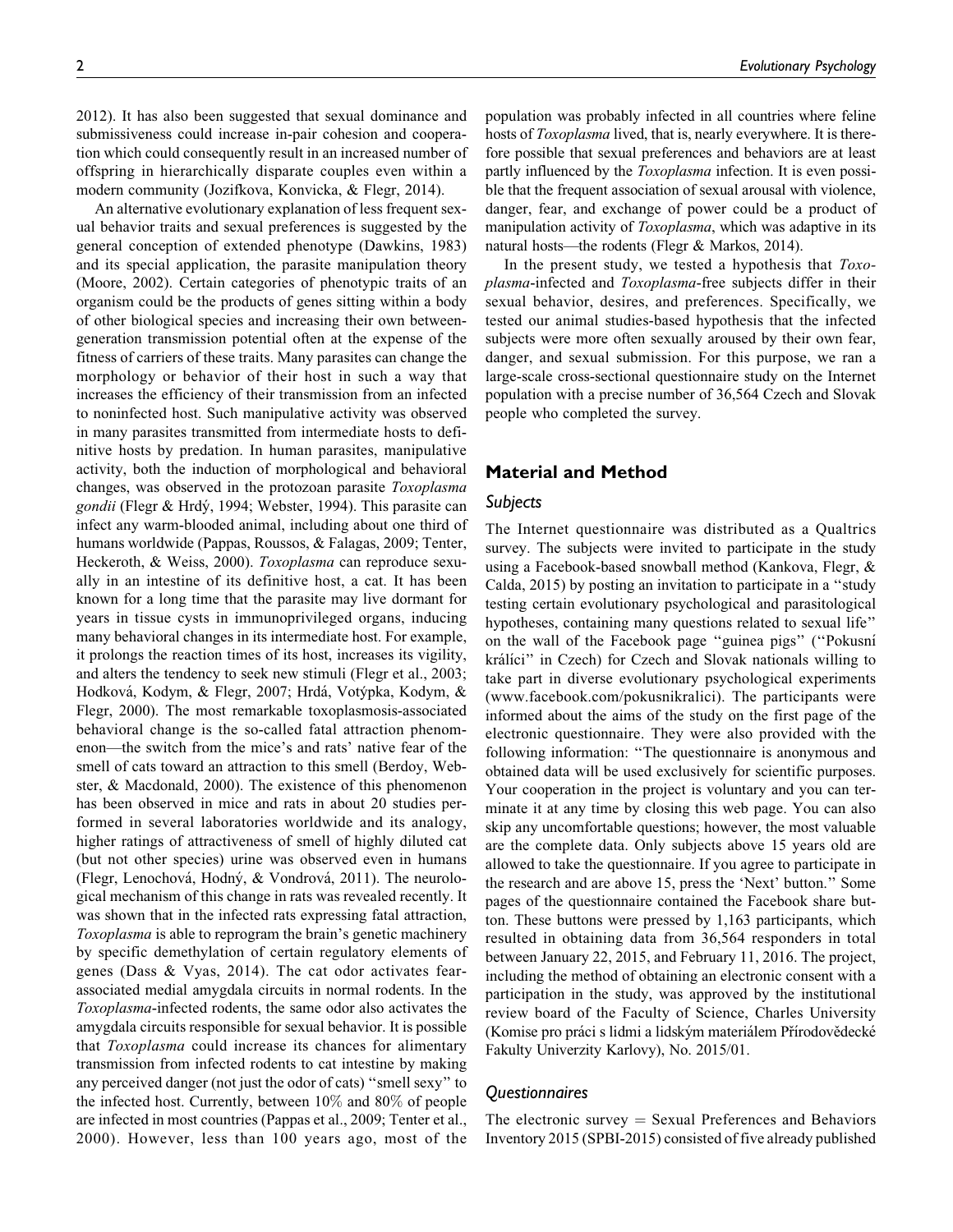2012). It has also been suggested that sexual dominance and submissiveness could increase in-pair cohesion and cooperation which could consequently result in an increased number of offspring in hierarchically disparate couples even within a modern community (Jozifkova, Konvicka, & Flegr, 2014).

An alternative evolutionary explanation of less frequent sexual behavior traits and sexual preferences is suggested by the general conception of extended phenotype (Dawkins, 1983) and its special application, the parasite manipulation theory (Moore, 2002). Certain categories of phenotypic traits of an organism could be the products of genes sitting within a body of other biological species and increasing their own between-generation transmission potential often at the expense of the fitness of carriers of these traits. Many parasites can change the morphology or behavior of their host in such a way that increases the efficiency of their transmission from an infected to noninfected host. Such manipulative activity was observed in many parasites transmitted from intermediate hosts to definitive hosts by predation. In human parasites, manipulative activity, both the induction of morphological and behavioral changes, was observed in the protozoan parasite *Toxoplasma gondii* (Flegr & Hrdý, 1994; Webster, 1994). This parasite can infect any warm-blooded animal, including about one third of humans worldwide (Pappas, Roussos, & Falagas, 2009; Tenter, Heckeroth, & Weiss, 2000). *Toxoplasma* can reproduce sexually in an intestine of its definitive host, a cat. It has been known for a long time that the parasite may live dormant for years in tissue cysts in immunoprivileged organs, inducing many behavioral changes in its intermediate host. For example, it prolongs the reaction times of its host, increases its vigility, and alters the tendency to seek new stimuli (Flegr et al., 2003; Hodková, Kodym, & Flegr, 2007; Hrdá, Votýpka, Kodym, & Flegr, 2000). The most remarkable toxoplasmosis-associated behavioral change is the so-called fatal attraction phenomenon—the switch from the mice's and rats' native fear of the smell of cats toward an attraction to this smell (Berdoy, Webster, & Macdonald, 2000). The existence of this phenomenon has been observed in mice and rats in about 20 studies performed in several laboratories worldwide and its analogy, higher ratings of attractiveness of smell of highly diluted cat (but not other species) urine was observed even in humans (Flegr, Lenochová, Hodný, & Vondrová, 2011). The neurological mechanism of this change in rats was revealed recently. It was shown that in the infected rats expressing fatal attraction, *Toxoplasma* is able to reprogram the brain's genetic machinery by specific demethylation of certain regulatory elements of genes (Dass & Vyas, 2014). The cat odor activates fear-associated medial amygdala circuits in normal rodents. In the *Toxoplasma*-infected rodents, the same odor also activates the amygdala circuits responsible for sexual behavior. It is possible that *Toxoplasma* could increase its chances for alimentary transmission from infected rodents to cat intestine by making any perceived danger (not just the odor of cats) "smell sexy" to the infected host. Currently, between 10% and 80% of people are infected in most countries (Pappas et al., 2009; Tenter et al., 2000). However, less than 100 years ago, most of the population was probably infected in all countries where feline hosts of *Toxoplasma* lived, that is, nearly everywhere. It is therefore possible that sexual preferences and behaviors are at least partly influenced by the *Toxoplasma* infection. It is even possible that the frequent association of sexual arousal with violence, danger, fear, and exchange of power could be a product of manipulation activity of *Toxoplasma*, which was adaptive in its natural hosts—the rodents (Flegr & Markos, 2014).

In the present study, we tested a hypothesis that *Toxoplasma*-infected and *Toxoplasma*-free subjects differ in their sexual behavior, desires, and preferences. Specifically, we tested our animal studies-based hypothesis that the infected subjects were more often sexually aroused by their own fear, danger, and sexual submission. For this purpose, we ran a large-scale cross-sectional questionnaire study on the Internet population with a precise number of 36,564 Czech and Slovak people who completed the survey.

## Material and Method

### Subjects

The Internet questionnaire was distributed as a Qualtrics survey. The subjects were invited to participate in the study using a Facebook-based snowball method (Kankova, Flegr, & Calda, 2015) by posting an invitation to participate in a "study testing certain evolutionary psychological and parasitological hypotheses, containing many questions related to sexual life" on the wall of the Facebook page "guinea pigs" ("Pokusní králíci" in Czech) for Czech and Slovak nationals willing to take part in diverse evolutionary psychological experiments (www.facebook.com/pokusnikralici). The participants were informed about the aims of the study on the first page of the electronic questionnaire. They were also provided with the following information: "The questionnaire is anonymous and obtained data will be used exclusively for scientific purposes. Your cooperation in the project is voluntary and you can terminate it at any time by closing this web page. You can also skip any uncomfortable questions; however, the most valuable are the complete data. Only subjects above 15 years old are allowed to take the questionnaire. If you agree to participate in the research and are above 15, press the 'Next' button." Some pages of the questionnaire contained the Facebook share button. These buttons were pressed by 1,163 participants, which resulted in obtaining data from 36,564 responders in total between January 22, 2015, and February 11, 2016. The project, including the method of obtaining an electronic consent with a participation in the study, was approved by the institutional review board of the Faculty of Science, Charles University (Komise pro práci s lidmi a lidským materiálem Přírodovědecké Fakulty Univerzity Karlovy), No. 2015/01.

### Questionnaires

The electronic survey = Sexual Preferences and Behaviors Inventory 2015 (SPBI-2015) consisted of five already published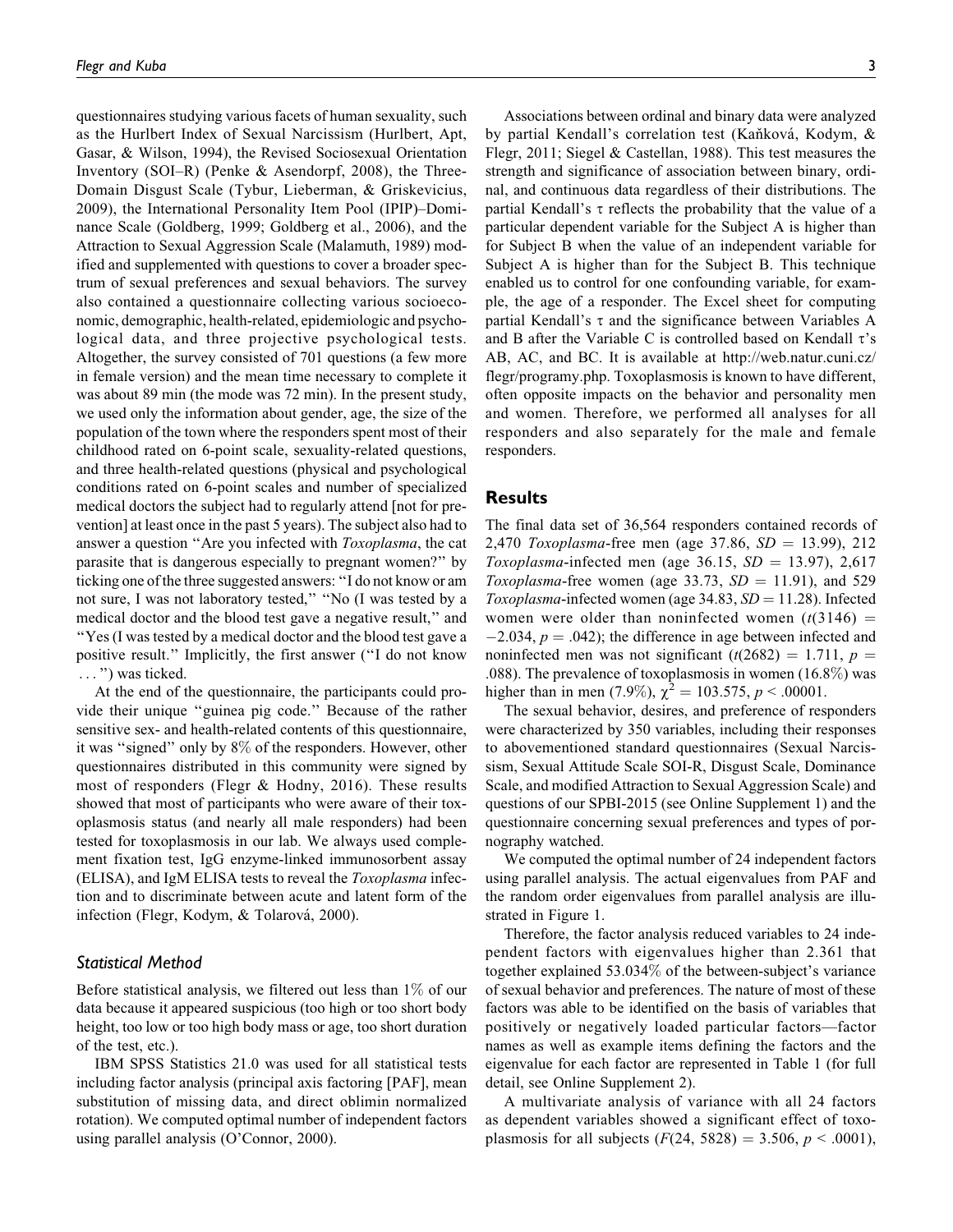questionnaires studying various facets of human sexuality, such as the Hurlbert Index of Sexual Narcissism (Hurlbert, Apt, Gasar, & Wilson, 1994), the Revised Sociosexual Orientation Inventory (SOI–R) (Penke & Asendorpf, 2008), the Three-Domain Disgust Scale (Tybur, Lieberman, & Griskevicius, 2009), the International Personality Item Pool (IPIP)–Dominance Scale (Goldberg, 1999; Goldberg et al., 2006), and the Attraction to Sexual Aggression Scale (Malamuth, 1989) modified and supplemented with questions to cover a broader spectrum of sexual preferences and sexual behaviors. The survey also contained a questionnaire collecting various socioeconomic, demographic, health-related, epidemiologic and psychological data, and three projective psychological tests. Altogether, the survey consisted of 701 questions (a few more in female version) and the mean time necessary to complete it was about 89 min (the mode was 72 min). In the present study, we used only the information about gender, age, the size of the population of the town where the responders spent most of their childhood rated on 6-point scale, sexuality-related questions, and three health-related questions (physical and psychological conditions rated on 6-point scales and number of specialized medical doctors the subject had to regularly attend [not for prevention] at least once in the past 5 years). The subject also had to answer a question "Are you infected with *Toxoplasma*, the cat parasite that is dangerous especially to pregnant women?" by ticking one of the three suggested answers: "I do not know or am not sure, I was not laboratory tested," "No (I was tested by a medical doctor and the blood test gave a negative result," and "Yes (I was tested by a medical doctor and the blood test gave a positive result." Implicitly, the first answer ("I do not know ...") was ticked.

At the end of the questionnaire, the participants could provide their unique "guinea pig code." Because of the rather sensitive sex- and health-related contents of this questionnaire, it was "signed" only by 8% of the responders. However, other questionnaires distributed in this community were signed by most of responders (Flegr & Hodny, 2016). These results showed that most of participants who were aware of their toxoplasmosis status (and nearly all male responders) had been tested for toxoplasmosis in our lab. We always used complement fixation test, IgG enzyme-linked immunosorbent assay (ELISA), and IgM ELISA tests to reveal the *Toxoplasma* infection and to discriminate between acute and latent form of the infection (Flegr, Kodym, & Tolarová, 2000).

### Statistical Method

Before statistical analysis, we filtered out less than 1% of our data because it appeared suspicious (too high or too short body height, too low or too high body mass or age, too short duration of the test, etc.).

IBM SPSS Statistics 21.0 was used for all statistical tests including factor analysis (principal axis factoring [PAF], mean substitution of missing data, and direct oblimin normalized rotation). We computed optimal number of independent factors using parallel analysis (O'Connor, 2000).

Associations between ordinal and binary data were analyzed by partial Kendall's correlation test (Kaňková, Kodym, & Flegr, 2011; Siegel & Castellan, 1988). This test measures the strength and significance of association between binary, ordinal, and continuous data regardless of their distributions. The partial Kendall's $\tau$ reflects the probability that the value of a particular dependent variable for the Subject A is higher than for Subject B when the value of an independent variable for Subject A is higher than for the Subject B. This technique enabled us to control for one confounding variable, for example, the age of a responder. The Excel sheet for computing partial Kendall's $\tau$ and the significance between Variables A and B after the Variable C is controlled based on Kendall $\tau$'s AB, AC, and BC. It is available at http://web.natur.cuni.cz/flegr/programy.php. Toxoplasmosis is known to have different, often opposite impacts on the behavior and personality men and women. Therefore, we performed all analyses for all responders and also separately for the male and female responders.

## Results

The final data set of 36,564 responders contained records of 2,470 *Toxoplasma*-free men (age 37.86, $SD = 13.99$), 212 *Toxoplasma*-infected men (age 36.15, $SD = 13.97$), 2,617 *Toxoplasma*-free women (age 33.73, $SD = 11.91$), and 529 *Toxoplasma*-infected women (age 34.83, $SD = 11.28$). Infected women were older than noninfected women ($t(3146) = -2.034$, $p = .042$); the difference in age between infected and noninfected men was not significant ($t(2682) = 1.711$, $p = .088$). The prevalence of toxoplasmosis in women (16.8%) was higher than in men (7.9%), $\chi^2 = 103.575$, $p < .00001$.

The sexual behavior, desires, and preference of responders were characterized by 350 variables, including their responses to abovementioned standard questionnaires (Sexual Narcissism, Sexual Attitude Scale SOI-R, Disgust Scale, Dominance Scale, and modified Attraction to Sexual Aggression Scale) and questions of our SPBI-2015 (see Online Supplement 1) and the questionnaire concerning sexual preferences and types of pornography watched.

We computed the optimal number of 24 independent factors using parallel analysis. The actual eigenvalues from PAF and the random order eigenvalues from parallel analysis are illustrated in Figure 1.

Therefore, the factor analysis reduced variables to 24 independent factors with eigenvalues higher than 2.361 that together explained 53.034% of the between-subject's variance of sexual behavior and preferences. The nature of most of these factors was able to be identified on the basis of variables that positively or negatively loaded particular factors—factor names as well as example items defining the factors and the eigenvalue for each factor are represented in Table 1 (for full detail, see Online Supplement 2).

A multivariate analysis of variance with all 24 factors as dependent variables showed a significant effect of toxoplasmosis for all subjects ($F(24, 5828) = 3.506$, $p < .0001$),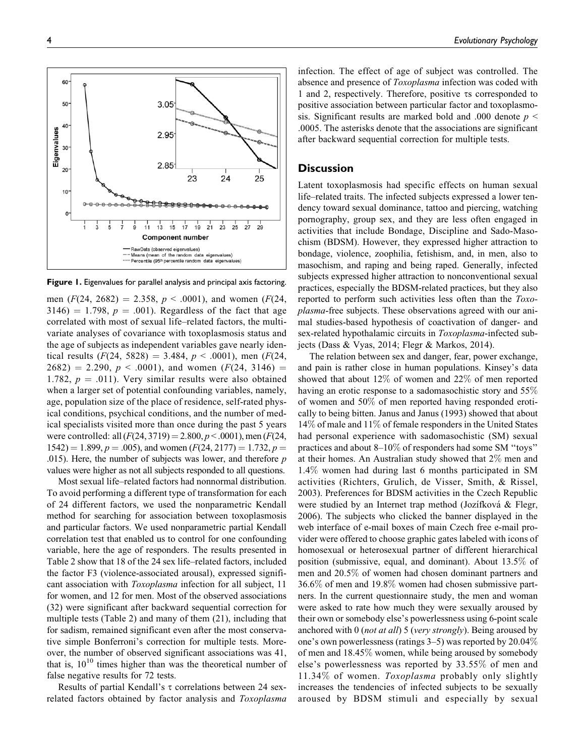Figure 1. Eigenvalues for parallel analysis and principal axis factoring.

men ($F(24, 2682) = 2.358$, $p < .0001$), and women ($F(24, 3146) = 1.798$, $p = .001$). Regardless of the fact that age correlated with most of sexual life–related factors, the multivariate analyses of covariance with toxoplasmosis status and the age of subjects as independent variables gave nearly identical results ($F(24, 5828) = 3.484$, $p < .0001$), men ($F(24, 2682) = 2.290$, $p < .0001$), and women ($F(24, 3146) = 1.782$, $p = .011$). Very similar results were also obtained when a larger set of potential confounding variables, namely, age, population size of the place of residence, self-rated physical conditions, psychical conditions, and the number of medical specialists visited more than once during the past 5 years were controlled: all ($F(24, 3719) = 2.800$, $p < .0001$), men ($F(24, 1542) = 1.899$, $p = .005$), and women ($F(24, 2177) = 1.732$, $p = .015$). Here, the number of subjects was lower, and therefore $p$ values were higher as not all subjects responded to all questions.

Most sexual life–related factors had nonnormal distribution. To avoid performing a different type of transformation for each of 24 different factors, we used the nonparametric Kendall method for searching for association between toxoplasmosis and particular factors. We used nonparametric partial Kendall correlation test that enabled us to control for one confounding variable, here the age of responders. The results presented in Table 2 show that 18 of the 24 sex life–related factors, included the factor F3 (violence-associated arousal), expressed significant association with *Toxoplasma* infection for all subject, 11 for women, and 12 for men. Most of the observed associations (32) were significant after backward sequential correction for multiple tests (Table 2) and many of them (21), including that for sadism, remained significant even after the most conservative simple Bonferroni's correction for multiple tests. Moreover, the number of observed significant associations was 41, that is, $10^{10}$ times higher than was the theoretical number of false negative results for 72 tests.

Results of partial Kendall's τ correlations between 24 sex-related factors obtained by factor analysis and *Toxoplasma* infection. The effect of age of subject was controlled. The absence and presence of *Toxoplasma* infection was coded with 1 and 2, respectively. Therefore, positive τs corresponded to positive association between particular factor and toxoplasmosis. Significant results are marked bold and .000 denote $p < .0005$. The asterisks denote that the associations are significant after backward sequential correction for multiple tests.

## Discussion

Latent toxoplasmosis had specific effects on human sexual life–related traits. The infected subjects expressed a lower tendency toward sexual dominance, tattoo and piercing, watching pornography, group sex, and they are less often engaged in activities that include Bondage, Discipline and Sado-Masochism (BDSM). However, they expressed higher attraction to bondage, violence, zoophilia, fetishism, and, in men, also to masochism, and raping and being raped. Generally, infected subjects expressed higher attraction to nonconventional sexual practices, especially the BDSM-related practices, but they also reported to perform such activities less often than the *Toxoplasma*-free subjects. These observations agreed with our animal studies-based hypothesis of coactivation of danger- and sex-related hypothalamic circuits in *Toxoplasma*-infected subjects (Dass & Vyas, 2014; Flegr & Markos, 2014).

The relation between sex and danger, fear, power exchange, and pain is rather close in human populations. Kinsey's data showed that about 12% of women and 22% of men reported having an erotic response to a sadomasochistic story and 55% of women and 50% of men reported having responded erotically to being bitten. Janus and Janus (1993) showed that about 14% of male and 11% of female responders in the United States had personal experience with sadomasochistic (SM) sexual practices and about 8–10% of responders had some SM "toys" at their homes. An Australian study showed that 2% men and 1.4% women had during last 6 months participated in SM activities (Richters, Grulich, de Visser, Smith, & Rissel, 2003). Preferences for BDSM activities in the Czech Republic were studied by an Internet trap method (Jozífková & Flegr, 2006). The subjects who clicked the banner displayed in the web interface of e-mail boxes of main Czech free e-mail provider were offered to choose graphic gates labeled with icons of homosexual or heterosexual partner of different hierarchical position (submissive, equal, and dominant). About 13.5% of men and 20.5% of women had chosen dominant partners and 36.6% of men and 19.8% women had chosen submissive partners. In the current questionnaire study, the men and woman were asked to rate how much they were sexually aroused by their own or somebody else's powerlessness using 6-point scale anchored with 0 (*not at all*) 5 (*very strongly*). Being aroused by one's own powerlessness (ratings 3–5) was reported by 20.04% of men and 18.45% women, while being aroused by somebody else's powerlessness was reported by 33.55% of men and 11.34% of women. *Toxoplasma* probably only slightly increases the tendencies of infected subjects to be sexually aroused by BDSM stimuli and especially by sexual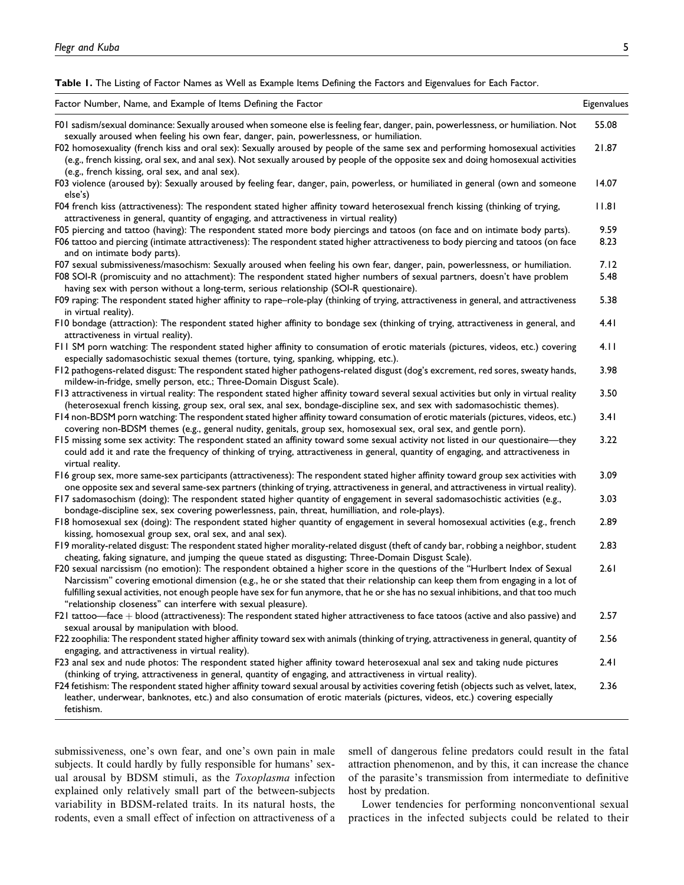**Table 1.** The Listing of Factor Names as Well as Example Items Defining the Factors and Eigenvalues for Each Factor.

| Factor Number, Name, and Example of Items Defining the Factor | Eigenvalues |
|---|---|
| F01 sadism/sexual dominance: Sexually aroused when someone else is feeling fear, danger, pain, powerlessness, or humiliation. Not sexually aroused when feeling his own fear, danger, pain, powerlessness, or humiliation. | 55.08 |
| F02 homosexuality (french kiss and oral sex): Sexually aroused by people of the same sex and performing homosexual activities (e.g., french kissing, oral sex, and anal sex). Not sexually aroused by people of the opposite sex and doing homosexual activities (e.g., french kissing, oral sex, and anal sex). | 21.87 |
| F03 violence (aroused by): Sexually aroused by feeling fear, danger, pain, powerless, or humiliated in general (own and someone else's) | 14.07 |
| F04 french kiss (attractiveness): The respondent stated higher affinity toward heterosexual french kissing (thinking of trying, attractiveness in general, quantity of engaging, and attractiveness in virtual reality) | 11.81 |
| F05 piercing and tattoo (having): The respondent stated more body piercings and tatoos (on face and on intimate body parts). | 9.59 |
| F06 tattoo and piercing (intimate attractiveness): The respondent stated higher attractiveness to body piercing and tatoos (on face and on intimate body parts). | 8.23 |
| F07 sexual submissiveness/masochism: Sexually aroused when feeling his own fear, danger, pain, powerlessness, or humiliation. | 7.12 |
| F08 SOI-R (promiscuity and no attachment): The respondent stated higher numbers of sexual partners, doesn't have problem having sex with person without a long-term, serious relationship (SOI-R questionaire). | 5.48 |
| F09 raping: The respondent stated higher affinity to rape–role-play (thinking of trying, attractiveness in general, and attractiveness in virtual reality). | 5.38 |
| F10 bondage (attraction): The respondent stated higher affinity to bondage sex (thinking of trying, attractiveness in general, and attractiveness in virtual reality). | 4.41 |
| F11 SM porn watching: The respondent stated higher affinity to consumation of erotic materials (pictures, videos, etc.) covering especially sadomasochistic sexual themes (torture, tying, spanking, whipping, etc.). | 4.11 |
| F12 pathogens-related disgust: The respondent stated higher pathogens-related disgust (dog's excrement, red sores, sweaty hands, mildew-in-fridge, smelly person, etc.; Three-Domain Disgust Scale). | 3.98 |
| F13 attractiveness in virtual reality: The respondent stated higher affinity toward several sexual activities but only in virtual reality (heterosexual french kissing, group sex, oral sex, anal sex, bondage-discipline sex, and sex with sadomasochistic themes). | 3.50 |
| F14 non-BDSM porn watching: The respondent stated higher affinity toward consumation of erotic materials (pictures, videos, etc.) covering non-BDSM themes (e.g., general nudity, genitals, group sex, homosexual sex, oral sex, and gentle porn). | 3.41 |
| F15 missing some sex activity: The respondent stated an affinity toward some sexual activity not listed in our questionaire—they could add it and rate the frequency of thinking of trying, attractiveness in general, quantity of engaging, and attractiveness in virtual reality. | 3.22 |
| F16 group sex, more same-sex participants (attractiveness): The respondent stated higher affinity toward group sex activities with one opposite sex and several same-sex partners (thinking of trying, attractiveness in general, and attractiveness in virtual reality). | 3.09 |
| F17 sadomasochism (doing): The respondent stated higher quantity of engagement in several sadomasochistic activities (e.g., bondage-discipline sex, sex covering powerlessness, pain, threat, humilliation, and role-plays). | 3.03 |
| F18 homosexual sex (doing): The respondent stated higher quantity of engagement in several homosexual activities (e.g., french kissing, homosexual group sex, oral sex, and anal sex). | 2.89 |
| F19 morality-related disgust: The respondent stated higher morality-related disgust (theft of candy bar, robbing a neighbor, student cheating, faking signature, and jumping the queue stated as disgusting; Three-Domain Disgust Scale). | 2.83 |
| F20 sexual narcissism (no emotion): The respondent obtained a higher score in the questions of the "Hurlbert Index of Sexual Narcissism" covering emotional dimension (e.g., he or she stated that their relationship can keep them from engaging in a lot of fulfilling sexual activities, not enough people have sex for fun anymore, that he or she has no sexual inhibitions, and that too much "relationship closeness" can interfere with sexual pleasure). | 2.61 |
| F21 tattoo—face + blood (attractiveness): The respondent stated higher attractiveness to face tatoos (active and also passive) and sexual arousal by manipulation with blood. | 2.57 |
| F22 zoophilia: The respondent stated higher affinity toward sex with animals (thinking of trying, attractiveness in general, quantity of engaging, and attractiveness in virtual reality). | 2.56 |
| F23 anal sex and nude photos: The respondent stated higher affinity toward heterosexual anal sex and taking nude pictures (thinking of trying, attractiveness in general, quantity of engaging, and attractiveness in virtual reality). | 2.41 |
| F24 fetishism: The respondent stated higher affinity toward sexual arousal by activities covering fetish (objects such as velvet, latex, leather, underwear, banknotes, etc.) and also consumation of erotic materials (pictures, videos, etc.) covering especially fetishism. | 2.36 |

submissiveness, one's own fear, and one's own pain in male subjects. It could hardly by fully responsible for humans' sexual arousal by BDSM stimuli, as the *Toxoplasma* infection explained only relatively small part of the between-subjects variability in BDSM-related traits. In its natural hosts, the rodents, even a small effect of infection on attractiveness of a smell of dangerous feline predators could result in the fatal attraction phenomenon, and by this, it can increase the chance of the parasite's transmission from intermediate to definitive host by predation.

Lower tendencies for performing nonconventional sexual practices in the infected subjects could be related to their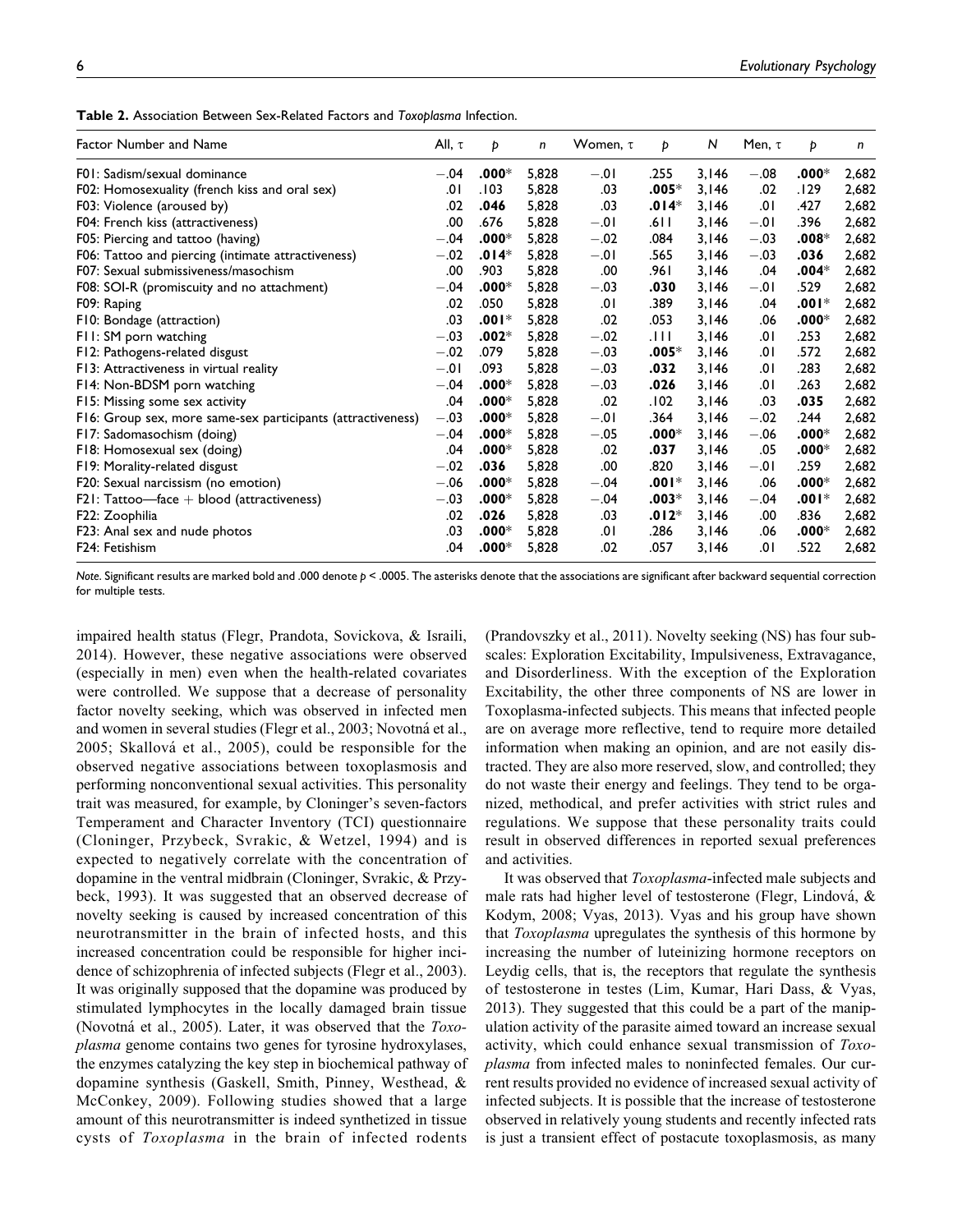**Table 2.** Association Between Sex-Related Factors and *Toxoplasma* Infection.

| Factor Number and Name | All, τ | p | n | Women, τ | p | N | Men, τ | p | n |
|---|---|---|---|---|---|---|---|---|---|
| F01: Sadism/sexual dominance | −.04 | **.000*** | 5,828 | −.01 | .255 | 3,146 | −.08 | **.000*** | 2,682 |
| F02: Homosexuality (french kiss and oral sex) | .01 | .103 | 5,828 | .03 | **.005*** | 3,146 | .02 | .129 | 2,682 |
| F03: Violence (aroused by) | .02 | **.046** | 5,828 | .03 | **.014*** | 3,146 | .01 | .427 | 2,682 |
| F04: French kiss (attractiveness) | .00 | .676 | 5,828 | −.01 | .611 | 3,146 | −.01 | .396 | 2,682 |
| F05: Piercing and tattoo (having) | −.04 | **.000*** | 5,828 | −.02 | .084 | 3,146 | −.03 | **.008*** | 2,682 |
| F06: Tattoo and piercing (intimate attractiveness) | −.02 | **.014*** | 5,828 | −.01 | .565 | 3,146 | −.03 | **.036** | 2,682 |
| F07: Sexual submissiveness/masochism | .00 | .903 | 5,828 | .00 | .961 | 3,146 | .04 | **.004*** | 2,682 |
| F08: SOI-R (promiscuity and no attachment) | −.04 | **.000*** | 5,828 | −.03 | **.030** | 3,146 | −.01 | .529 | 2,682 |
| F09: Raping | .02 | .050 | 5,828 | .01 | .389 | 3,146 | .04 | **.001*** | 2,682 |
| F10: Bondage (attraction) | .03 | **.001*** | 5,828 | .02 | .053 | 3,146 | .06 | **.000*** | 2,682 |
| F11: SM porn watching | −.03 | **.002*** | 5,828 | −.02 | .111 | 3,146 | .01 | .253 | 2,682 |
| F12: Pathogens-related disgust | −.02 | .079 | 5,828 | −.03 | **.005*** | 3,146 | .01 | .572 | 2,682 |
| F13: Attractiveness in virtual reality | −.01 | .093 | 5,828 | −.03 | **.032** | 3,146 | .01 | .283 | 2,682 |
| F14: Non-BDSM porn watching | −.04 | **.000*** | 5,828 | −.03 | **.026** | 3,146 | .01 | .263 | 2,682 |
| F15: Missing some sex activity | .04 | **.000*** | 5,828 | .02 | .102 | 3,146 | .03 | **.035** | 2,682 |
| F16: Group sex, more same-sex participants (attractiveness) | −.03 | **.000*** | 5,828 | −.01 | .364 | 3,146 | −.02 | .244 | 2,682 |
| F17: Sadomasochism (doing) | −.04 | **.000*** | 5,828 | −.05 | **.000*** | 3,146 | −.06 | **.000*** | 2,682 |
| F18: Homosexual sex (doing) | .04 | **.000*** | 5,828 | .02 | **.037** | 3,146 | .05 | **.000*** | 2,682 |
| F19: Morality-related disgust | −.02 | **.036** | 5,828 | .00 | .820 | 3,146 | −.01 | .259 | 2,682 |
| F20: Sexual narcissism (no emotion) | −.06 | **.000*** | 5,828 | −.04 | **.001*** | 3,146 | .06 | **.000*** | 2,682 |
| F21: Tattoo—face + blood (attractiveness) | −.03 | **.000*** | 5,828 | −.04 | **.003*** | 3,146 | −.04 | **.001*** | 2,682 |
| F22: Zoophilia | .02 | **.026** | 5,828 | .03 | **.012*** | 3,146 | .00 | .836 | 2,682 |
| F23: Anal sex and nude photos | .03 | **.000*** | 5,828 | .01 | .286 | 3,146 | .06 | **.000*** | 2,682 |
| F24: Fetishism | .04 | **.000*** | 5,828 | .02 | .057 | 3,146 | .01 | .522 | 2,682 |

*Note.* Significant results are marked bold and .000 denote $p < .0005$. The asterisks denote that the associations are significant after backward sequential correction for multiple tests.

impaired health status (Flegr, Prandota, Sovickova, & Israili, 2014). However, these negative associations were observed (especially in men) even when the health-related covariates were controlled. We suppose that a decrease of personality factor novelty seeking, which was observed in infected men and women in several studies (Flegr et al., 2003; Novotná et al., 2005; Skallová et al., 2005), could be responsible for the observed negative associations between toxoplasmosis and performing nonconventional sexual activities. This personality trait was measured, for example, by Cloninger's seven-factors Temperament and Character Inventory (TCI) questionnaire (Cloninger, Przybeck, Svrakic, & Wetzel, 1994) and is expected to negatively correlate with the concentration of dopamine in the ventral midbrain (Cloninger, Svrakic, & Przybeck, 1993). It was suggested that an observed decrease of novelty seeking is caused by increased concentration of this neurotransmitter in the brain of infected hosts, and this increased concentration could be responsible for higher incidence of schizophrenia of infected subjects (Flegr et al., 2003). It was originally supposed that the dopamine was produced by stimulated lymphocytes in the locally damaged brain tissue (Novotná et al., 2005). Later, it was observed that the *Toxoplasma* genome contains two genes for tyrosine hydroxylases, the enzymes catalyzing the key step in biochemical pathway of dopamine synthesis (Gaskell, Smith, Pinney, Westhead, & McConkey, 2009). Following studies showed that a large amount of this neurotransmitter is indeed synthetized in tissue cysts of *Toxoplasma* in the brain of infected rodents (Prandovszky et al., 2011). Novelty seeking (NS) has four subscales: Exploration Excitability, Impulsiveness, Extravagance, and Disorderliness. With the exception of the Exploration Excitability, the other three components of NS are lower in Toxoplasma-infected subjects. This means that infected people are on average more reflective, tend to require more detailed information when making an opinion, and are not easily distracted. They are also more reserved, slow, and controlled; they do not waste their energy and feelings. They tend to be organized, methodical, and prefer activities with strict rules and regulations. We suppose that these personality traits could result in observed differences in reported sexual preferences and activities.

It was observed that *Toxoplasma*-infected male subjects and male rats had higher level of testosterone (Flegr, Lindová, & Kodym, 2008; Vyas, 2013). Vyas and his group have shown that *Toxoplasma* upregulates the synthesis of this hormone by increasing the number of luteinizing hormone receptors on Leydig cells, that is, the receptors that regulate the synthesis of testosterone in testes (Lim, Kumar, Hari Dass, & Vyas, 2013). They suggested that this could be a part of the manipulation activity of the parasite aimed toward an increase sexual activity, which could enhance sexual transmission of *Toxoplasma* from infected males to noninfected females. Our current results provided no evidence of increased sexual activity of infected subjects. It is possible that the increase of testosterone observed in relatively young students and recently infected rats is just a transient effect of postacute toxoplasmosis, as many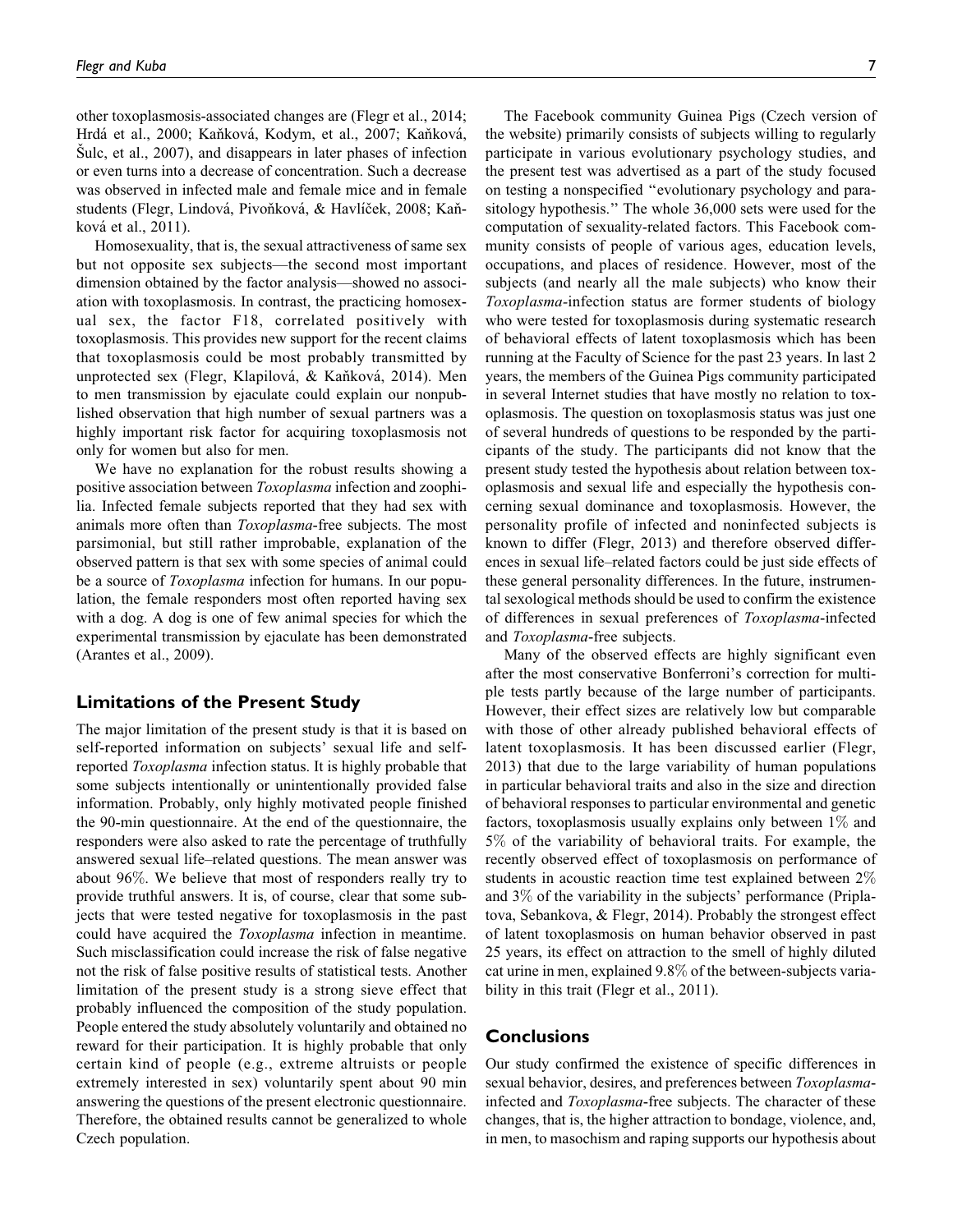other toxoplasmosis-associated changes are (Flegr et al., 2014; Hrdá et al., 2000; Kaňková, Kodym, et al., 2007; Kaňková, Šulc, et al., 2007), and disappears in later phases of infection or even turns into a decrease of concentration. Such a decrease was observed in infected male and female mice and in female students (Flegr, Lindová, Pivoňková, & Havlíček, 2008; Kaňková et al., 2011).

Homosexuality, that is, the sexual attractiveness of same sex but not opposite sex subjects—the second most important dimension obtained by the factor analysis—showed no association with toxoplasmosis. In contrast, the practicing homosexual sex, the factor F18, correlated positively with toxoplasmosis. This provides new support for the recent claims that toxoplasmosis could be most probably transmitted by unprotected sex (Flegr, Klapilová, & Kaňková, 2014). Men to men transmission by ejaculate could explain our nonpublished observation that high number of sexual partners was a highly important risk factor for acquiring toxoplasmosis not only for women but also for men.

We have no explanation for the robust results showing a positive association between *Toxoplasma* infection and zoophilia. Infected female subjects reported that they had sex with animals more often than *Toxoplasma*-free subjects. The most parsimonial, but still rather improbable, explanation of the observed pattern is that sex with some species of animal could be a source of *Toxoplasma* infection for humans. In our population, the female responders most often reported having sex with a dog. A dog is one of few animal species for which the experimental transmission by ejaculate has been demonstrated (Arantes et al., 2009).

## Limitations of the Present Study

The major limitation of the present study is that it is based on self-reported information on subjects' sexual life and self-reported *Toxoplasma* infection status. It is highly probable that some subjects intentionally or unintentionally provided false information. Probably, only highly motivated people finished the 90-min questionnaire. At the end of the questionnaire, the responders were also asked to rate the percentage of truthfully answered sexual life–related questions. The mean answer was about 96%. We believe that most of responders really try to provide truthful answers. It is, of course, clear that some subjects that were tested negative for toxoplasmosis in the past could have acquired the *Toxoplasma* infection in meantime. Such misclassification could increase the risk of false negative not the risk of false positive results of statistical tests. Another limitation of the present study is a strong sieve effect that probably influenced the composition of the study population. People entered the study absolutely voluntarily and obtained no reward for their participation. It is highly probable that only certain kind of people (e.g., extreme altruists or people extremely interested in sex) voluntarily spent about 90 min answering the questions of the present electronic questionnaire. Therefore, the obtained results cannot be generalized to whole Czech population.

The Facebook community Guinea Pigs (Czech version of the website) primarily consists of subjects willing to regularly participate in various evolutionary psychology studies, and the present test was advertised as a part of the study focused on testing a nonspecified "evolutionary psychology and parasitology hypothesis." The whole 36,000 sets were used for the computation of sexuality-related factors. This Facebook community consists of people of various ages, education levels, occupations, and places of residence. However, most of the subjects (and nearly all the male subjects) who know their *Toxoplasma*-infection status are former students of biology who were tested for toxoplasmosis during systematic research of behavioral effects of latent toxoplasmosis which has been running at the Faculty of Science for the past 23 years. In last 2 years, the members of the Guinea Pigs community participated in several Internet studies that have mostly no relation to toxoplasmosis. The question on toxoplasmosis status was just one of several hundreds of questions to be responded by the participants of the study. The participants did not know that the present study tested the hypothesis about relation between toxoplasmosis and sexual life and especially the hypothesis concerning sexual dominance and toxoplasmosis. However, the personality profile of infected and noninfected subjects is known to differ (Flegr, 2013) and therefore observed differences in sexual life–related factors could be just side effects of these general personality differences. In the future, instrumental sexological methods should be used to confirm the existence of differences in sexual preferences of *Toxoplasma*-infected and *Toxoplasma*-free subjects.

Many of the observed effects are highly significant even after the most conservative Bonferroni's correction for multiple tests partly because of the large number of participants. However, their effect sizes are relatively low but comparable with those of other already published behavioral effects of latent toxoplasmosis. It has been discussed earlier (Flegr, 2013) that due to the large variability of human populations in particular behavioral traits and also in the size and direction of behavioral responses to particular environmental and genetic factors, toxoplasmosis usually explains only between 1% and 5% of the variability of behavioral traits. For example, the recently observed effect of toxoplasmosis on performance of students in acoustic reaction time test explained between 2% and 3% of the variability in the subjects' performance (Priplatova, Sebankova, & Flegr, 2014). Probably the strongest effect of latent toxoplasmosis on human behavior observed in past 25 years, its effect on attraction to the smell of highly diluted cat urine in men, explained 9.8% of the between-subjects variability in this trait (Flegr et al., 2011).

## Conclusions

Our study confirmed the existence of specific differences in sexual behavior, desires, and preferences between *Toxoplasma*-infected and *Toxoplasma*-free subjects. The character of these changes, that is, the higher attraction to bondage, violence, and, in men, to masochism and raping supports our hypothesis about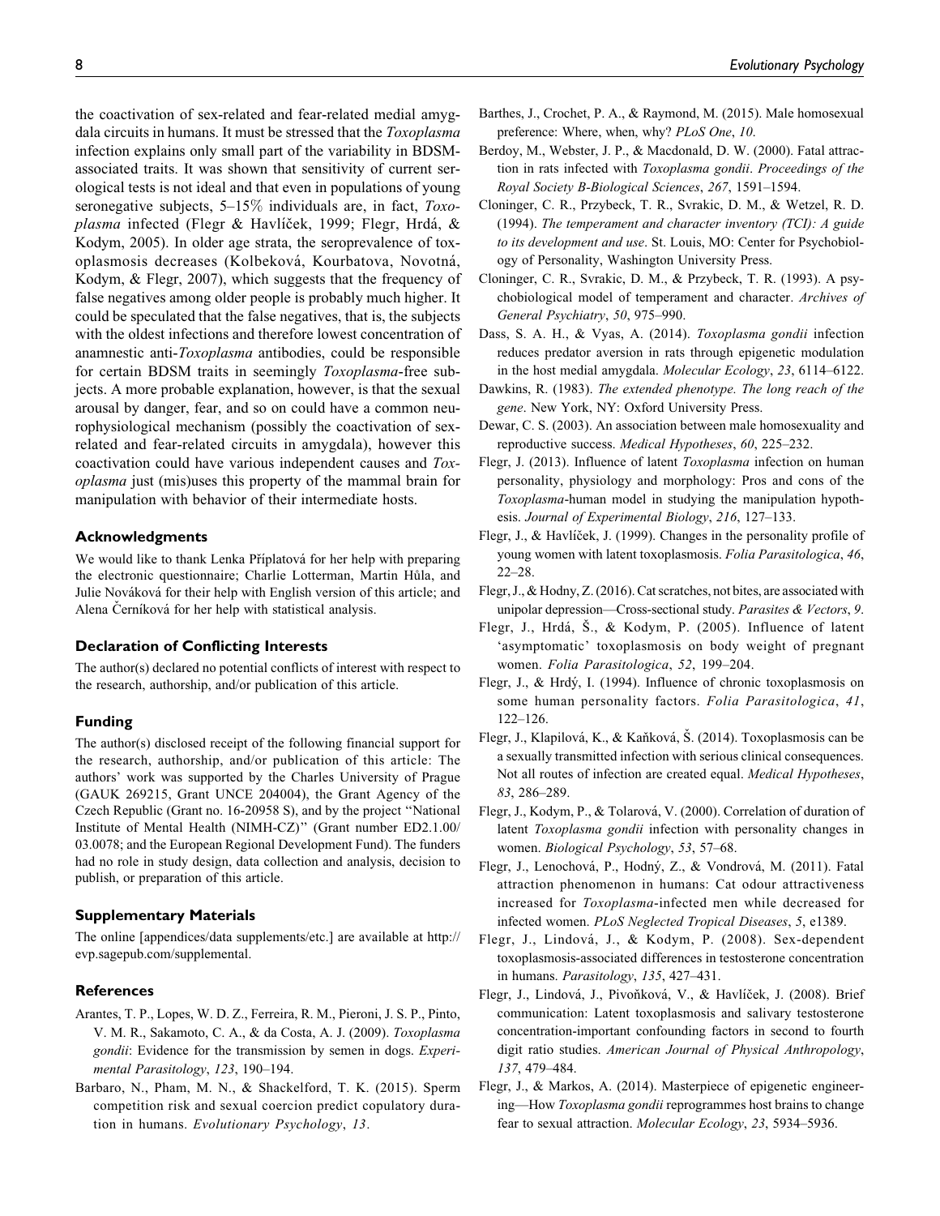the coactivation of sex-related and fear-related medial amygdala circuits in humans. It must be stressed that the *Toxoplasma* infection explains only small part of the variability in BDSM-associated traits. It was shown that sensitivity of current serological tests is not ideal and that even in populations of young seronegative subjects, 5–15% individuals are, in fact, *Toxoplasma* infected (Flegr & Havlíček, 1999; Flegr, Hrdá, & Kodym, 2005). In older age strata, the seroprevalence of toxoplasmosis decreases (Kolbeková, Kourbatova, Novotná, Kodym, & Flegr, 2007), which suggests that the frequency of false negatives among older people is probably much higher. It could be speculated that the false negatives, that is, the subjects with the oldest infections and therefore lowest concentration of anamnestic anti-*Toxoplasma* antibodies, could be responsible for certain BDSM traits in seemingly *Toxoplasma*-free subjects. A more probable explanation, however, is that the sexual arousal by danger, fear, and so on could have a common neurophysiological mechanism (possibly the coactivation of sex-related and fear-related circuits in amygdala), however this coactivation could have various independent causes and *Toxoplasma* just (mis)uses this property of the mammal brain for manipulation with behavior of their intermediate hosts.

### Acknowledgments

We would like to thank Lenka Příplatová for her help with preparing the electronic questionnaire; Charlie Lotterman, Martin Hůla, and Julie Nováková for their help with English version of this article; and Alena Černíková for her help with statistical analysis.

### Declaration of Conflicting Interests

The author(s) declared no potential conflicts of interest with respect to the research, authorship, and/or publication of this article.

### Funding

The author(s) disclosed receipt of the following financial support for the research, authorship, and/or publication of this article: The authors' work was supported by the Charles University of Prague (GAUK 269215, Grant UNCE 204004), the Grant Agency of the Czech Republic (Grant no. 16-20958 S), and by the project "National Institute of Mental Health (NIMH-CZ)" (Grant number ED2.1.00/03.0078; and the European Regional Development Fund). The funders had no role in study design, data collection and analysis, decision to publish, or preparation of this article.

### Supplementary Materials

The online [appendices/data supplements/etc.] are available at http://evp.sagepub.com/supplemental.

### References

Arantes, T. P., Lopes, W. D. Z., Ferreira, R. M., Pieroni, J. S. P., Pinto, V. M. R., Sakamoto, C. A., & da Costa, A. J. (2009). *Toxoplasma gondii*: Evidence for the transmission by semen in dogs. *Experimental Parasitology*, *123*, 190–194.

Barbaro, N., Pham, M. N., & Shackelford, T. K. (2015). Sperm competition risk and sexual coercion predict copulatory duration in humans. *Evolutionary Psychology*, *13*.

Barthes, J., Crochet, P. A., & Raymond, M. (2015). Male homosexual preference: Where, when, why? *PLoS One*, *10*.

Berdoy, M., Webster, J. P., & Macdonald, D. W. (2000). Fatal attraction in rats infected with *Toxoplasma gondii*. *Proceedings of the Royal Society B-Biological Sciences*, *267*, 1591–1594.

Cloninger, C. R., Przybeck, T. R., Svrakic, D. M., & Wetzel, R. D. (1994). *The temperament and character inventory (TCI): A guide to its development and use*. St. Louis, MO: Center for Psychobiology of Personality, Washington University Press.

Cloninger, C. R., Svrakic, D. M., & Przybeck, T. R. (1993). A psychobiological model of temperament and character. *Archives of General Psychiatry*, *50*, 975–990.

Dass, S. A. H., & Vyas, A. (2014). *Toxoplasma gondii* infection reduces predator aversion in rats through epigenetic modulation in the host medial amygdala. *Molecular Ecology*, *23*, 6114–6122.

Dawkins, R. (1983). *The extended phenotype. The long reach of the gene*. New York, NY: Oxford University Press.

Dewar, C. S. (2003). An association between male homosexuality and reproductive success. *Medical Hypotheses*, *60*, 225–232.

Flegr, J. (2013). Influence of latent *Toxoplasma* infection on human personality, physiology and morphology: Pros and cons of the *Toxoplasma*-human model in studying the manipulation hypothesis. *Journal of Experimental Biology*, *216*, 127–133.

Flegr, J., & Havlíček, J. (1999). Changes in the personality profile of young women with latent toxoplasmosis. *Folia Parasitologica*, *46*, 22–28.

Flegr, J., & Hodny, Z. (2016). Cat scratches, not bites, are associated with unipolar depression—Cross-sectional study. *Parasites & Vectors*, *9*.

Flegr, J., Hrdá, Š., & Kodym, P. (2005). Influence of latent 'asymptomatic' toxoplasmosis on body weight of pregnant women. *Folia Parasitologica*, *52*, 199–204.

Flegr, J., & Hrdý, I. (1994). Influence of chronic toxoplasmosis on some human personality factors. *Folia Parasitologica*, *41*, 122–126.

Flegr, J., Klapilová, K., & Kaňková, Š. (2014). Toxoplasmosis can be a sexually transmitted infection with serious clinical consequences. Not all routes of infection are created equal. *Medical Hypotheses*, *83*, 286–289.

Flegr, J., Kodym, P., & Tolarová, V. (2000). Correlation of duration of latent *Toxoplasma gondii* infection with personality changes in women. *Biological Psychology*, *53*, 57–68.

Flegr, J., Lenochová, P., Hodný, Z., & Vondrová, M. (2011). Fatal attraction phenomenon in humans: Cat odour attractiveness increased for *Toxoplasma*-infected men while decreased for infected women. *PLoS Neglected Tropical Diseases*, *5*, e1389.

Flegr, J., Lindová, J., & Kodym, P. (2008). Sex-dependent toxoplasmosis-associated differences in testosterone concentration in humans. *Parasitology*, *135*, 427–431.

Flegr, J., Lindová, J., Pivoňková, V., & Havlíček, J. (2008). Brief communication: Latent toxoplasmosis and salivary testosterone concentration-important confounding factors in second to fourth digit ratio studies. *American Journal of Physical Anthropology*, *137*, 479–484.

Flegr, J., & Markos, A. (2014). Masterpiece of epigenetic engineering—How *Toxoplasma gondii* reprogrammes host brains to change fear to sexual attraction. *Molecular Ecology*, *23*, 5934–5936.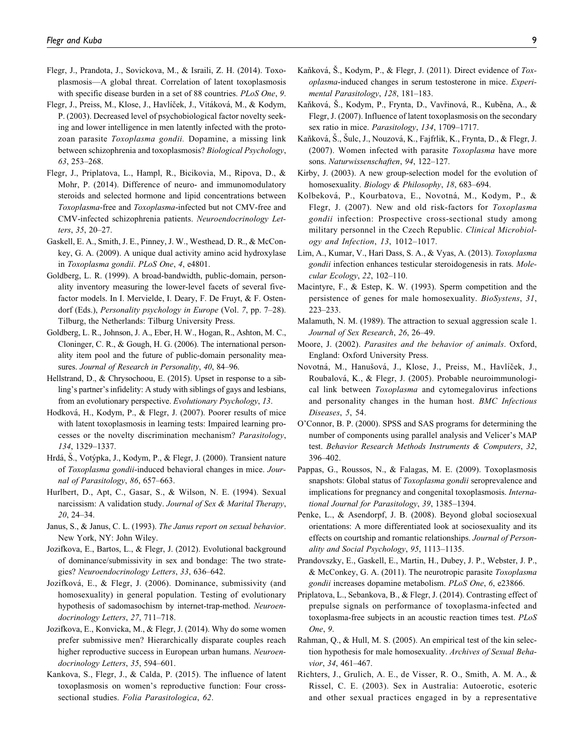Flegr, J., Prandota, J., Sovickova, M., & Israili, Z. H. (2014). Toxoplasmosis—A global threat. Correlation of latent toxoplasmosis with specific disease burden in a set of 88 countries. *PLoS One*, *9*.

Flegr, J., Preiss, M., Klose, J., Havlíček, J., Vitáková, M., & Kodym, P. (2003). Decreased level of psychobiological factor novelty seeking and lower intelligence in men latently infected with the protozoan parasite *Toxoplasma gondii*. Dopamine, a missing link between schizophrenia and toxoplasmosis? *Biological Psychology*, *63*, 253–268.

Flegr, J., Priplatova, L., Hampl, R., Bicikovia, M., Ripova, D., & Mohr, P. (2014). Difference of neuro- and immunomodulatory steroids and selected hormone and lipid concentrations between *Toxoplasma*-free and *Toxoplasma*-infected but not CMV-free and CMV-infected schizophrenia patients. *Neuroendocrinology Letters*, *35*, 20–27.

Gaskell, E. A., Smith, J. E., Pinney, J. W., Westhead, D. R., & McConkey, G. A. (2009). A unique dual activity amino acid hydroxylase in *Toxoplasma gondii*. *PLoS One*, *4*, e4801.

Goldberg, L. R. (1999). A broad-bandwidth, public-domain, personality inventory measuring the lower-level facets of several five-factor models. In I. Mervielde, I. Deary, F. De Fruyt, & F. Ostendorf (Eds.), *Personality psychology in Europe* (Vol. *7*, pp. 7–28). Tilburg, the Netherlands: Tilburg University Press.

Goldberg, L. R., Johnson, J. A., Eber, H. W., Hogan, R., Ashton, M. C., Cloninger, C. R., & Gough, H. G. (2006). The international personality item pool and the future of public-domain personality measures. *Journal of Research in Personality*, *40*, 84–96.

Hellstrand, D., & Chrysochoou, E. (2015). Upset in response to a sibling's partner's infidelity: A study with siblings of gays and lesbians, from an evolutionary perspective. *Evolutionary Psychology*, *13*.

Hodková, H., Kodym, P., & Flegr, J. (2007). Poorer results of mice with latent toxoplasmosis in learning tests: Impaired learning processes or the novelty discrimination mechanism? *Parasitology*, *134*, 1329–1337.

Hrdá, Š., Votýpka, J., Kodym, P., & Flegr, J. (2000). Transient nature of *Toxoplasma gondii*-induced behavioral changes in mice. *Journal of Parasitology*, *86*, 657–663.

Hurlbert, D., Apt, C., Gasar, S., & Wilson, N. E. (1994). Sexual narcissism: A validation study. *Journal of Sex & Marital Therapy*, *20*, 24–34.

Janus, S., & Janus, C. L. (1993). *The Janus report on sexual behavior*. New York, NY: John Wiley.

Jozifkova, E., Bartos, L., & Flegr, J. (2012). Evolutional background of dominance/submissivity in sex and bondage: The two strategies? *Neuroendocrinology Letters*, *33*, 636–642.

Jozífková, E., & Flegr, J. (2006). Dominance, submissivity (and homosexuality) in general population. Testing of evolutionary hypothesis of sadomasochism by internet-trap-method. *Neuroendocrinology Letters*, *27*, 711–718.

Jozifkova, E., Konvicka, M., & Flegr, J. (2014). Why do some women prefer submissive men? Hierarchically disparate couples reach higher reproductive success in European urban humans. *Neuroendocrinology Letters*, *35*, 594–601.

Kankova, S., Flegr, J., & Calda, P. (2015). The influence of latent toxoplasmosis on women's reproductive function: Four cross-sectional studies. *Folia Parasitologica*, *62*.

Kaňková, Š., Kodym, P., & Flegr, J. (2011). Direct evidence of *Toxoplasma*-induced changes in serum testosterone in mice. *Experimental Parasitology*, *128*, 181–183.

Kaňková, Š., Kodym, P., Frynta, D., Vavřinová, R., Kuběna, A., & Flegr, J. (2007). Influence of latent toxoplasmosis on the secondary sex ratio in mice. *Parasitology*, *134*, 1709–1717.

Kaňková, Š., Šulc, J., Nouzová, K., Fajfrlik, K., Frynta, D., & Flegr, J. (2007). Women infected with parasite *Toxoplasma* have more sons. *Naturwissenschaften*, *94*, 122–127.

Kirby, J. (2003). A new group-selection model for the evolution of homosexuality. *Biology & Philosophy*, *18*, 683–694.

Kolbeková, P., Kourbatova, E., Novotná, M., Kodym, P., & Flegr, J. (2007). New and old risk-factors for *Toxoplasma gondii* infection: Prospective cross-sectional study among military personnel in the Czech Republic. *Clinical Microbiology and Infection*, *13*, 1012–1017.

Lim, A., Kumar, V., Hari Dass, S. A., & Vyas, A. (2013). *Toxoplasma gondii* infection enhances testicular steroidogenesis in rats. *Molecular Ecology*, *22*, 102–110.

Macintyre, F., & Estep, K. W. (1993). Sperm competition and the persistence of genes for male homosexuality. *BioSystens*, *31*, 223–233.

Malamuth, N. M. (1989). The attraction to sexual aggression scale 1. *Journal of Sex Research*, *26*, 26–49.

Moore, J. (2002). *Parasites and the behavior of animals*. Oxford, England: Oxford University Press.

Novotná, M., Hanušová, J., Klose, J., Preiss, M., Havlíček, J., Roubalová, K., & Flegr, J. (2005). Probable neuroimmunological link between *Toxoplasma* and cytomegalovirus infections and personality changes in the human host. *BMC Infectious Diseases*, *5*, 54.

O'Connor, B. P. (2000). SPSS and SAS programs for determining the number of components using parallel analysis and Velicer's MAP test. *Behavior Research Methods Instruments & Computers*, *32*, 396–402.

Pappas, G., Roussos, N., & Falagas, M. E. (2009). Toxoplasmosis snapshots: Global status of *Toxoplasma gondii* seroprevalence and implications for pregnancy and congenital toxoplasmosis. *International Journal for Parasitology*, *39*, 1385–1394.

Penke, L., & Asendorpf, J. B. (2008). Beyond global sociosexual orientations: A more differentiated look at sociosexuality and its effects on courtship and romantic relationships. *Journal of Personality and Social Psychology*, *95*, 1113–1135.

Prandovszky, E., Gaskell, E., Martin, H., Dubey, J. P., Webster, J. P., & McConkey, G. A. (2011). The neurotropic parasite *Toxoplasma gondii* increases dopamine metabolism. *PLoS One*, *6*, e23866.

Priplatova, L., Sebankova, B., & Flegr, J. (2014). Contrasting effect of prepulse signals on performance of toxoplasma-infected and toxoplasma-free subjects in an acoustic reaction times test. *PLoS One*, *9*.

Rahman, Q., & Hull, M. S. (2005). An empirical test of the kin selection hypothesis for male homosexuality. *Archives of Sexual Behavior*, *34*, 461–467.

Richters, J., Grulich, A. E., de Visser, R. O., Smith, A. M. A., & Rissel, C. E. (2003). Sex in Australia: Autoerotic, esoteric and other sexual practices engaged in by a representative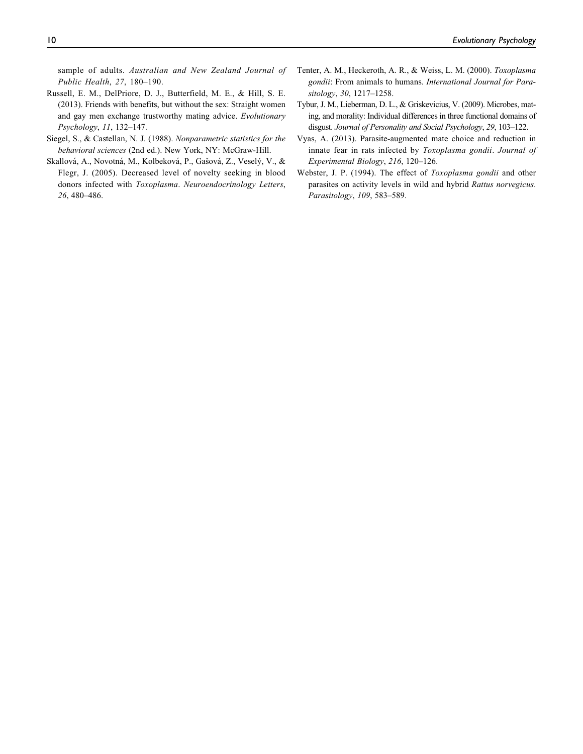sample of adults. *Australian and New Zealand Journal of Public Health*, *27*, 180–190.

Russell, E. M., DelPriore, D. J., Butterfield, M. E., & Hill, S. E. (2013). Friends with benefits, but without the sex: Straight women and gay men exchange trustworthy mating advice. *Evolutionary Psychology*, *11*, 132–147.

Siegel, S., & Castellan, N. J. (1988). *Nonparametric statistics for the behavioral sciences* (2nd ed.). New York, NY: McGraw-Hill.

Skallová, A., Novotná, M., Kolbeková, P., Gašová, Z., Veselý, V., & Flegr, J. (2005). Decreased level of novelty seeking in blood donors infected with *Toxoplasma*. *Neuroendocrinology Letters*, *26*, 480–486.

Tenter, A. M., Heckeroth, A. R., & Weiss, L. M. (2000). *Toxoplasma gondii*: From animals to humans. *International Journal for Parasitology*, *30*, 1217–1258.

Tybur, J. M., Lieberman, D. L., & Griskevicius, V. (2009). Microbes, mating, and morality: Individual differences in three functional domains of disgust. *Journal of Personality and Social Psychology*, *29*, 103–122.

Vyas, A. (2013). Parasite-augmented mate choice and reduction in innate fear in rats infected by *Toxoplasma gondii*. *Journal of Experimental Biology*, *216*, 120–126.

Webster, J. P. (1994). The effect of *Toxoplasma gondii* and other parasites on activity levels in wild and hybrid *Rattus norvegicus*. *Parasitology*, *109*, 583–589.